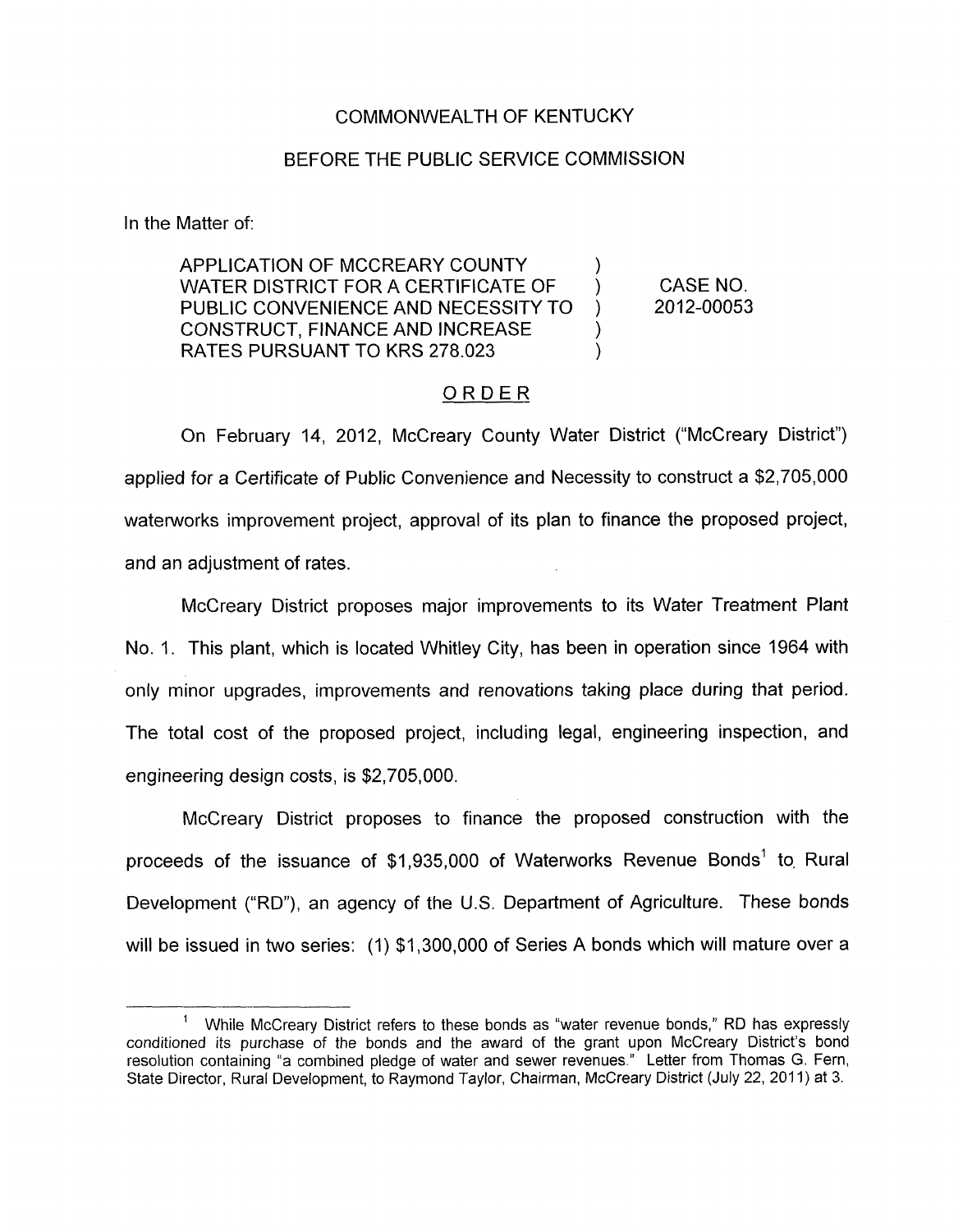COMMONWEALTH OF KENTUCKY

BEFORE THE PUBLIC SERVICE COMMISSION

In the Matter of:

APPLICATION OF MCCREARY COUNTY WATER DISTRICT FOR A CERTIFICATE OF PUBLIC CONVENIENCE AND NECESSITY TO CONSTRUCT, FINANCE AND INCREASE RATES PURSUANT TO KRS 278.023 ) CASE NO. 2012-00053

## ORDER

On February 14, 2012, McCreary County Water District ("McCreary District") applied for a Certificate of Public Convenience and Necessity to construct a $2,705,000 waterworks improvement project, approval of its plan to finance the proposed project, and an adjustment of rates.

McCreary District proposes major improvements to its Water Treatment Plant No. 1. This plant, which is located Whitley City, has been in operation since 1964 with only minor upgrades, improvements and renovations taking place during that period. The total cost of the proposed project, including legal, engineering inspection, and engineering design costs, is $2,705,000.

McCreary District proposes to finance the proposed construction with the proceeds of the issuance of $1,935,000 of Waterworks Revenue Bonds[1] to Rural Development ("RD"), an agency of the U.S. Department of Agriculture. These bonds will be issued in two series: (1) $1,300,000 of Series A bonds which will mature over a

[1] While McCreary District refers to these bonds as "water revenue bonds," RD has expressly conditioned its purchase of the bonds and the award of the grant upon McCreary District's bond resolution containing "a combined pledge of water and sewer revenues." Letter from Thomas G. Fern, State Director, Rural Development, to Raymond Taylor, Chairman, McCreary District (July 22, 2011) at 3.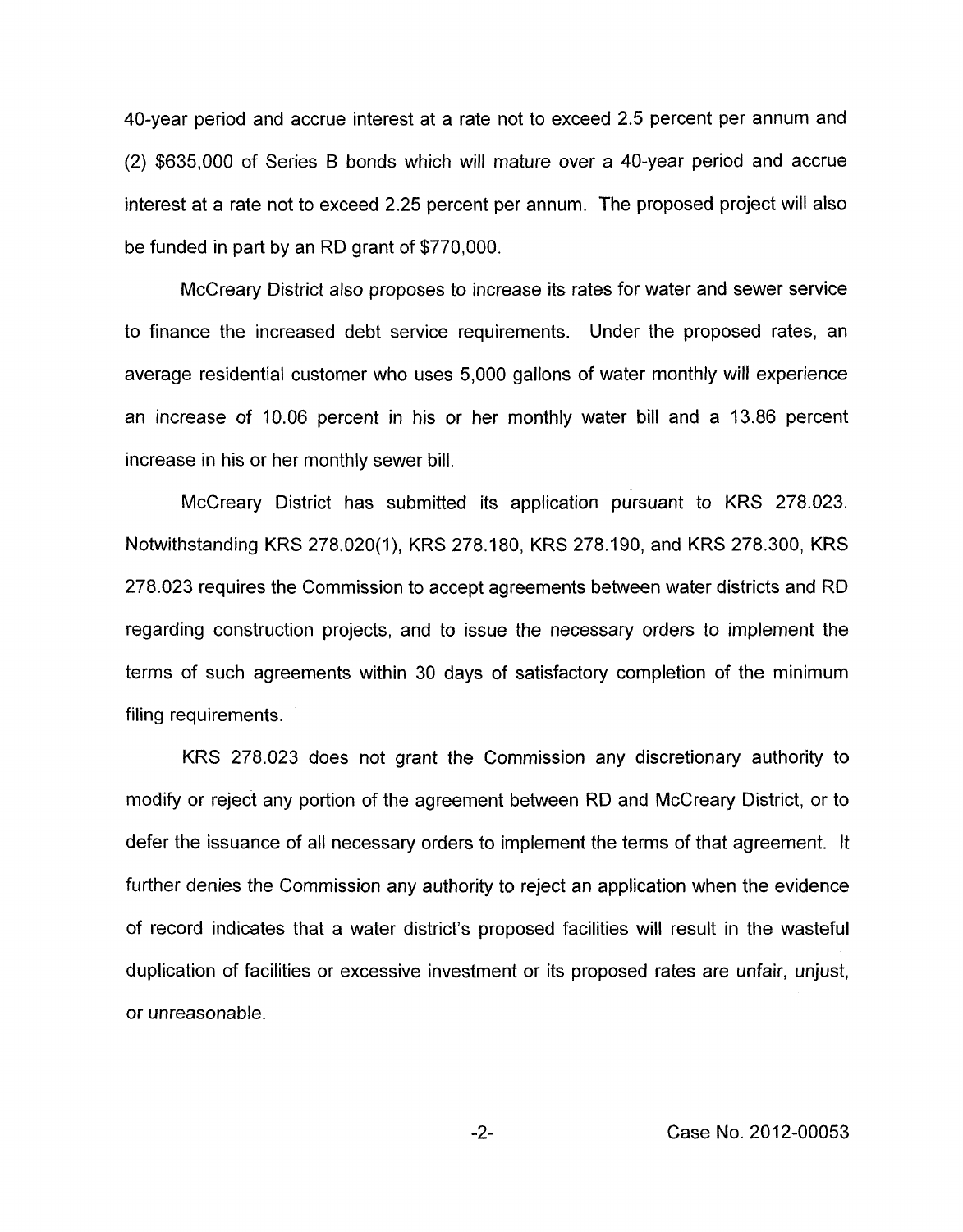40-year period and accrue interest at a rate not to exceed 2.5 percent per annum and (2) $635,000 of Series B bonds which will mature over a 40-year period and accrue interest at a rate not to exceed 2.25 percent per annum. The proposed project will also be funded in part by an RD grant of $770,000.

McCreary District also proposes to increase its rates for water and sewer service to finance the increased debt service requirements. Under the proposed rates, an average residential customer who uses 5,000 gallons of water monthly will experience an increase of 10.06 percent in his or her monthly water bill and a 13.86 percent increase in his or her monthly sewer bill.

McCreary District has submitted its application pursuant to KRS 278.023. Notwithstanding KRS 278.020(1), KRS 278.180, KRS 278.190, and KRS 278.300, KRS 278.023 requires the Commission to accept agreements between water districts and RD regarding construction projects, and to issue the necessary orders to implement the terms of such agreements within 30 days of satisfactory completion of the minimum filing requirements.

KRS 278.023 does not grant the Commission any discretionary authority to modify or reject any portion of the agreement between RD and McCreary District, or to defer the issuance of all necessary orders to implement the terms of that agreement. It further denies the Commission any authority to reject an application when the evidence of record indicates that a water district's proposed facilities will result in the wasteful duplication of facilities or excessive investment or its proposed rates are unfair, unjust, or unreasonable.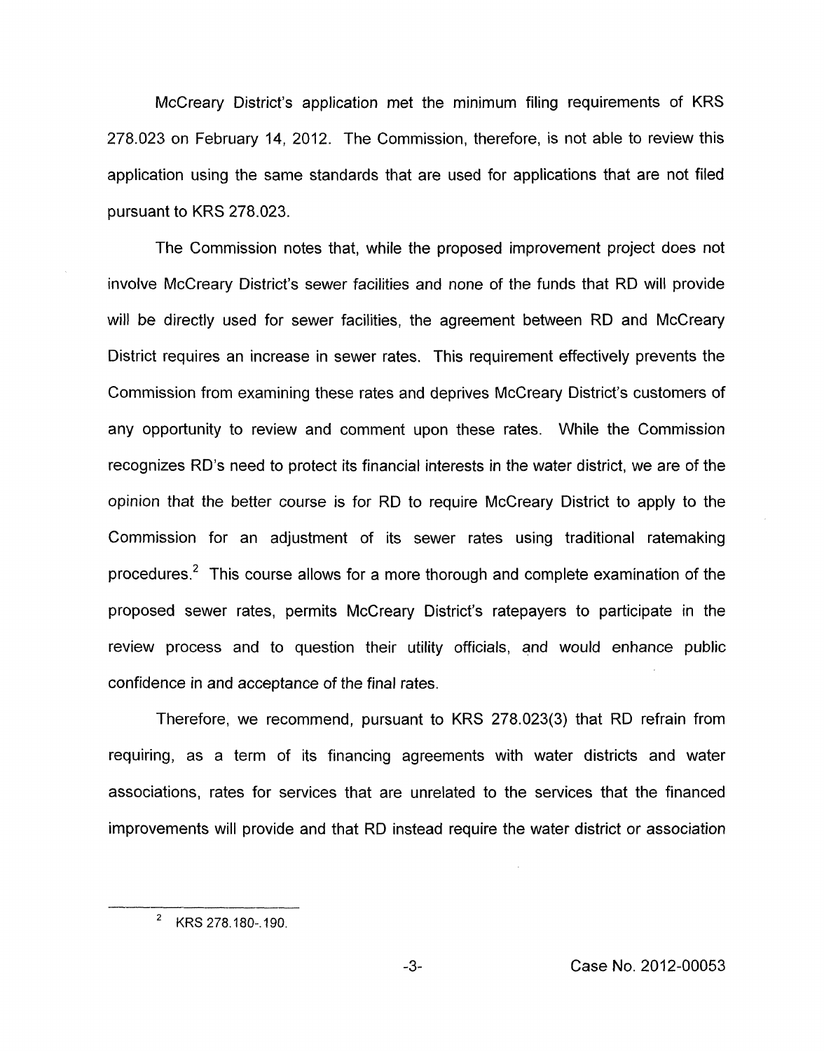McCreary District's application met the minimum filing requirements of KRS 278.023 on February 14, 2012. The Commission, therefore, is not able to review this application using the same standards that are used for applications that are not filed pursuant to KRS 278.023.

The Commission notes that, while the proposed improvement project does not involve McCreary District's sewer facilities and none of the funds that RD will provide will be directly used for sewer facilities, the agreement between RD and McCreary District requires an increase in sewer rates. This requirement effectively prevents the Commission from examining these rates and deprives McCreary District's customers of any opportunity to review and comment upon these rates. While the Commission recognizes RD's need to protect its financial interests in the water district, we are of the opinion that the better course is for RD to require McCreary District to apply to the Commission for an adjustment of its sewer rates using traditional ratemaking procedures.[2] This course allows for a more thorough and complete examination of the proposed sewer rates, permits McCreary District's ratepayers to participate in the review process and to question their utility officials, and would enhance public confidence in and acceptance of the final rates.

Therefore, we recommend, pursuant to KRS 278.023(3) that RD refrain from requiring, as a term of its financing agreements with water districts and water associations, rates for services that are unrelated to the services that the financed improvements will provide and that RD instead require the water district or association

---

[2] KRS 278.180-.190.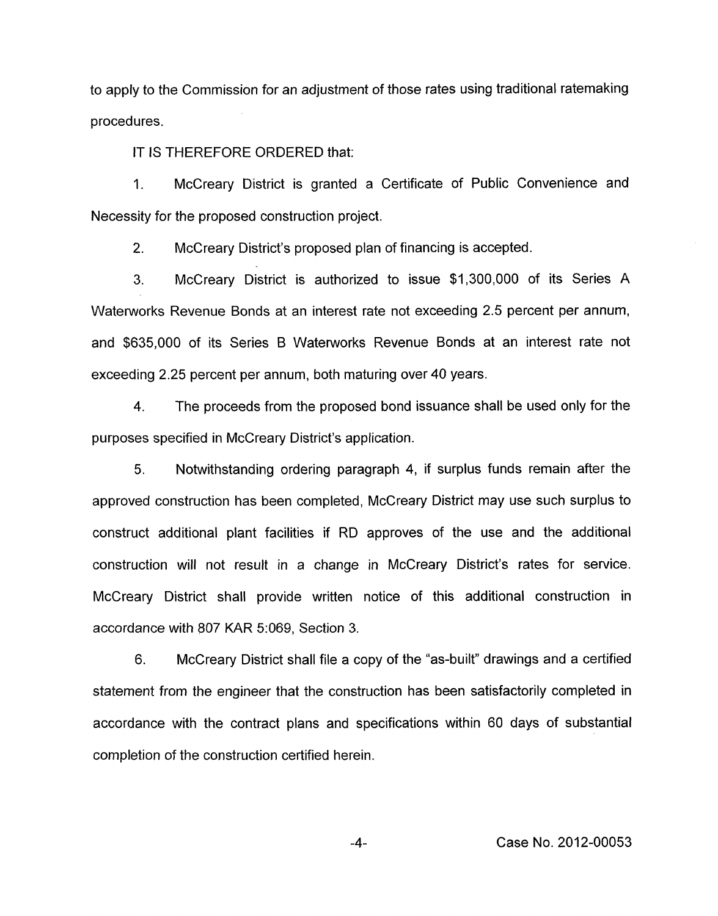to apply to the Commission for an adjustment of those rates using traditional ratemaking procedures.

IT IS THEREFORE ORDERED that:

1. McCreary District is granted a Certificate of Public Convenience and Necessity for the proposed construction project.

2. McCreary District's proposed plan of financing is accepted.

3. McCreary District is authorized to issue $1,300,000 of its Series A Waterworks Revenue Bonds at an interest rate not exceeding 2.5 percent per annum, and $635,000 of its Series B Waterworks Revenue Bonds at an interest rate not exceeding 2.25 percent per annum, both maturing over 40 years.

4. The proceeds from the proposed bond issuance shall be used only for the purposes specified in McCreary District's application.

5. Notwithstanding ordering paragraph 4, if surplus funds remain after the approved construction has been completed, McCreary District may use such surplus to construct additional plant facilities if RD approves of the use and the additional construction will not result in a change in McCreary District's rates for service. McCreary District shall provide written notice of this additional construction in accordance with 807 KAR 5:069, Section 3.

6. McCreary District shall file a copy of the "as-built" drawings and a certified statement from the engineer that the construction has been satisfactorily completed in accordance with the contract plans and specifications within 60 days of substantial completion of the construction certified herein.

Case No. 2012-00053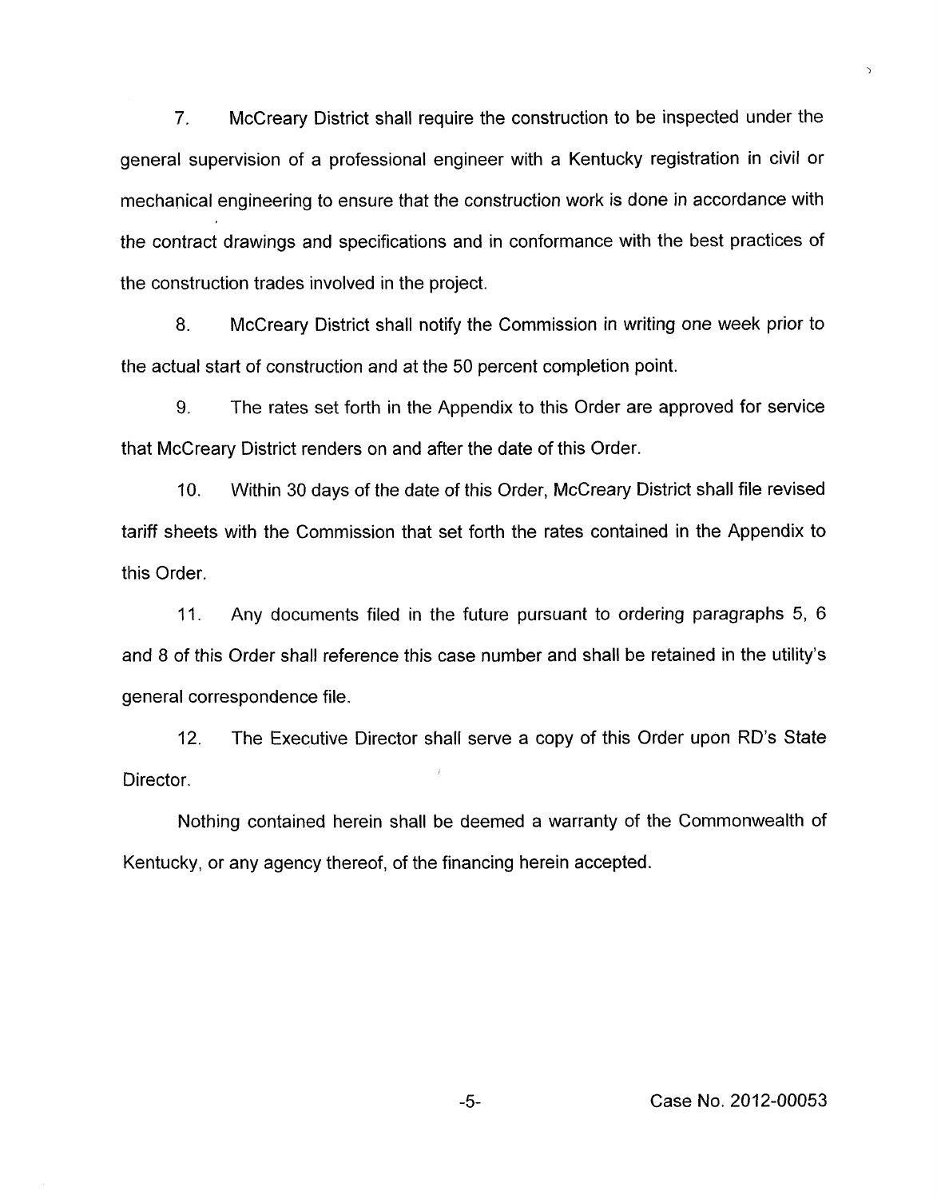7. McCreary District shall require the construction to be inspected under the general supervision of a professional engineer with a Kentucky registration in civil or mechanical engineering to ensure that the construction work is done in accordance with the contract drawings and specifications and in conformance with the best practices of the construction trades involved in the project.

8. McCreary District shall notify the Commission in writing one week prior to the actual start of construction and at the 50 percent completion point.

9. The rates set forth in the Appendix to this Order are approved for service that McCreary District renders on and after the date of this Order.

10. Within 30 days of the date of this Order, McCreary District shall file revised tariff sheets with the Commission that set forth the rates contained in the Appendix to this Order.

11. Any documents filed in the future pursuant to ordering paragraphs 5, 6 and 8 of this Order shall reference this case number and shall be retained in the utility's general correspondence file.

12. The Executive Director shall serve a copy of this Order upon RD's State Director.

Nothing contained herein shall be deemed a warranty of the Commonwealth of Kentucky, or any agency thereof, of the financing herein accepted.

Case No. 2012-00053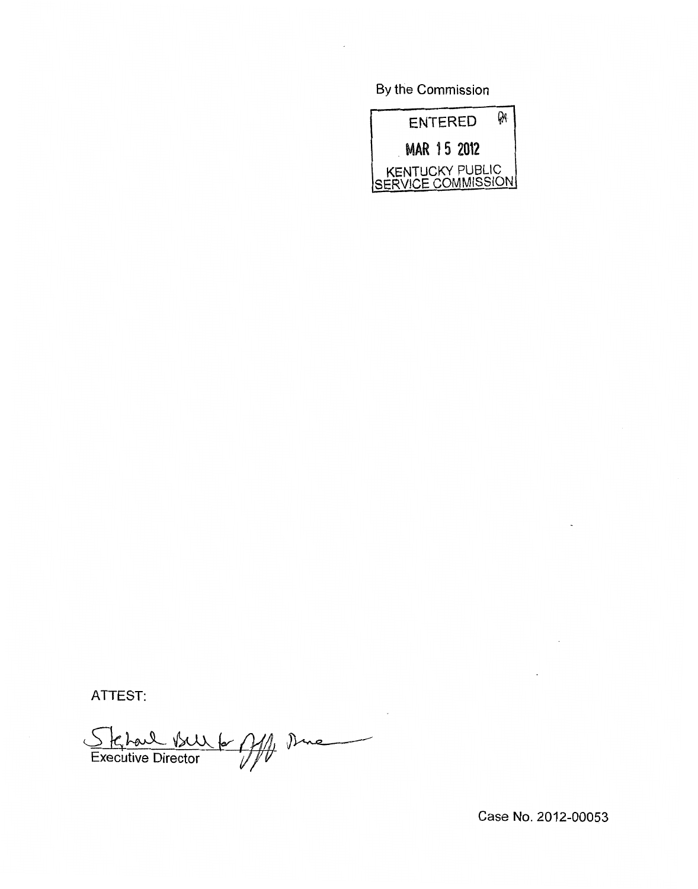By the Commission

ENTERED

MAR 15 2012

KENTUCKY PUBLIC SERVICE COMMISSION

ATTEST:

Executive Director

Case No. 2012-00053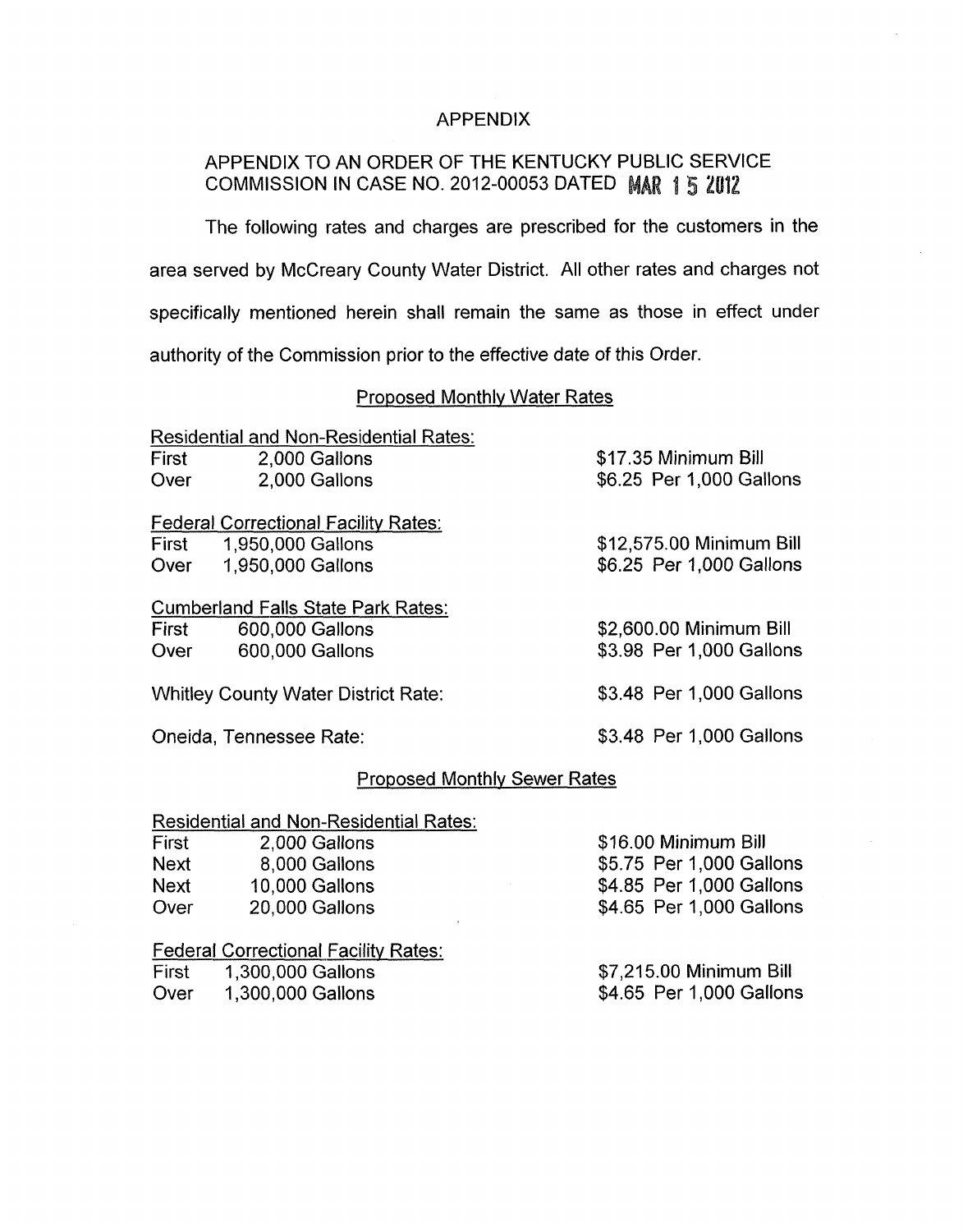# APPENDIX

## APPENDIX TO AN ORDER OF THE KENTUCKY PUBLIC SERVICE COMMISSION IN CASE NO. 2012-00053 DATED MAR 15 2012

The following rates and charges are prescribed for the customers in the area served by McCreary County Water District. All other rates and charges not specifically mentioned herein shall remain the same as those in effect under authority of the Commission prior to the effective date of this Order.

### Proposed Monthly Water Rates

Residential and Non-Residential Rates:

| | | |
|---|---|---|
| First | 2,000 Gallons | $17.35 Minimum Bill |
| Over | 2,000 Gallons | $6.25 Per 1,000 Gallons |

Federal Correctional Facility Rates:

| | | |
|---|---|---|
| First | 1,950,000 Gallons | $12,575.00 Minimum Bill |
| Over | 1,950,000 Gallons | $6.25 Per 1,000 Gallons |

Cumberland Falls State Park Rates:

| | | |
|---|---|---|
| First | 600,000 Gallons | $2,600.00 Minimum Bill |
| Over | 600,000 Gallons | $3.98 Per 1,000 Gallons |

Whitley County Water District Rate: $3.48 Per 1,000 Gallons

Oneida, Tennessee Rate: $3.48 Per 1,000 Gallons

### Proposed Monthly Sewer Rates

Residential and Non-Residential Rates:

| | | |
|---|---|---|
| First | 2,000 Gallons | $16.00 Minimum Bill |
| Next | 8,000 Gallons | $5.75 Per 1,000 Gallons |
| Next | 10,000 Gallons | $4.85 Per 1,000 Gallons |
| Over | 20,000 Gallons | $4.65 Per 1,000 Gallons |

Federal Correctional Facility Rates:

| | | |
|---|---|---|
| First | 1,300,000 Gallons | $7,215.00 Minimum Bill |
| Over | 1,300,000 Gallons | $4.65 Per 1,000 Gallons |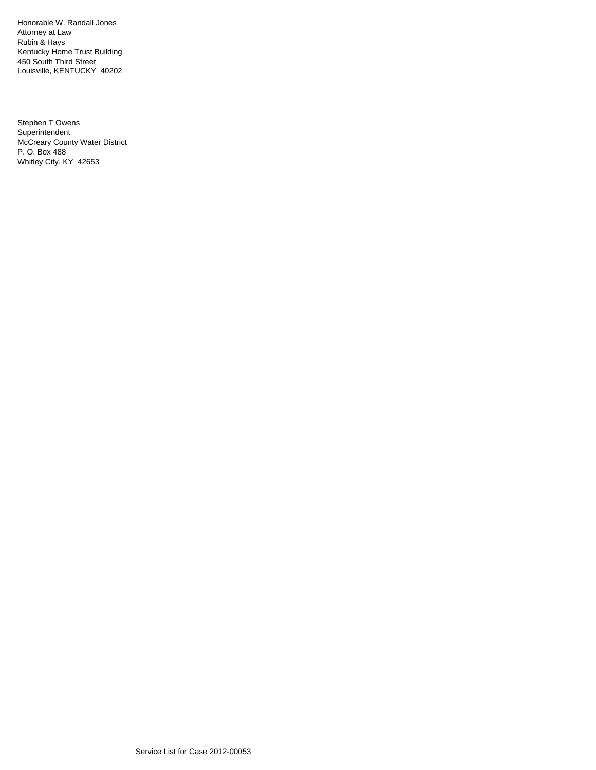Honorable W. Randall Jones
Attorney at Law
Rubin & Hays
Kentucky Home Trust Building
450 South Third Street
Louisville, KENTUCKY 40202

Stephen T Owens
Superintendent
McCreary County Water District
P. O. Box 488
Whitley City, KY 42653

Service List for Case 2012-00053